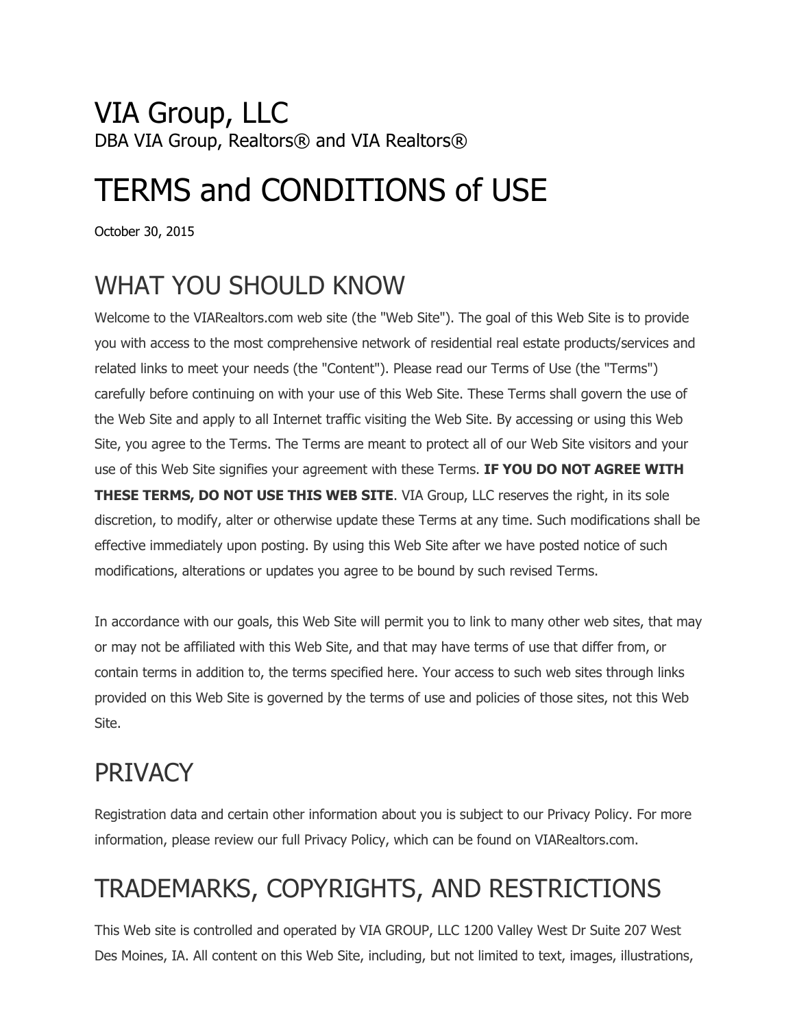# VIA Group, LLC

DBA VIA Group, Realtors® and VIA Realtors®

# TERMS and CONDITIONS of USE

October 30, 2015

## WHAT YOU SHOULD KNOW

Welcome to the VIARealtors.com web site (the "Web Site"). The goal of this Web Site is to provide you with access to the most comprehensive network of residential real estate products/services and related links to meet your needs (the "Content"). Please read our Terms of Use (the "Terms") carefully before continuing on with your use of this Web Site. These Terms shall govern the use of the Web Site and apply to all Internet traffic visiting the Web Site. By accessing or using this Web Site, you agree to the Terms. The Terms are meant to protect all of our Web Site visitors and your use of this Web Site signifies your agreement with these Terms. **IF YOU DO NOT AGREE WITH THESE TERMS, DO NOT USE THIS WEB SITE**. VIA Group, LLC reserves the right, in its sole discretion, to modify, alter or otherwise update these Terms at any time. Such modifications shall be effective immediately upon posting. By using this Web Site after we have posted notice of such modifications, alterations or updates you agree to be bound by such revised Terms.

In accordance with our goals, this Web Site will permit you to link to many other web sites, that may or may not be affiliated with this Web Site, and that may have terms of use that differ from, or contain terms in addition to, the terms specified here. Your access to such web sites through links provided on this Web Site is governed by the terms of use and policies of those sites, not this Web Site.

## PRIVACY

Registration data and certain other information about you is subject to our Privacy Policy. For more information, please review our full Privacy Policy, which can be found on VIARealtors.com.

## TRADEMARKS, COPYRIGHTS, AND RESTRICTIONS

This Web site is controlled and operated by VIA GROUP, LLC 1200 Valley West Dr Suite 207 West Des Moines, IA. All content on this Web Site, including, but not limited to text, images, illustrations,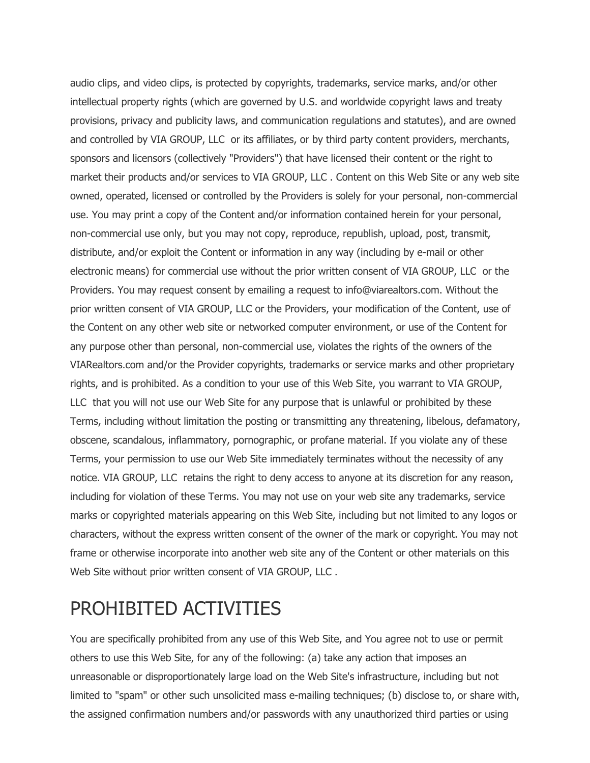audio clips, and video clips, is protected by copyrights, trademarks, service marks, and/or other intellectual property rights (which are governed by U.S. and worldwide copyright laws and treaty provisions, privacy and publicity laws, and communication regulations and statutes), and are owned and controlled by VIA GROUP, LLC or its affiliates, or by third party content providers, merchants, sponsors and licensors (collectively "Providers") that have licensed their content or the right to market their products and/or services to VIA GROUP, LLC . Content on this Web Site or any web site owned, operated, licensed or controlled by the Providers is solely for your personal, non-commercial use. You may print a copy of the Content and/or information contained herein for your personal, non-commercial use only, but you may not copy, reproduce, republish, upload, post, transmit, distribute, and/or exploit the Content or information in any way (including by e-mail or other electronic means) for commercial use without the prior written consent of VIA GROUP, LLC or the Providers. You may request consent by emailing a request to info@viarealtors.com. Without the prior written consent of VIA GROUP, LLC or the Providers, your modification of the Content, use of the Content on any other web site or networked computer environment, or use of the Content for any purpose other than personal, non-commercial use, violates the rights of the owners of the VIARealtors.com and/or the Provider copyrights, trademarks or service marks and other proprietary rights, and is prohibited. As a condition to your use of this Web Site, you warrant to VIA GROUP, LLC that you will not use our Web Site for any purpose that is unlawful or prohibited by these Terms, including without limitation the posting or transmitting any threatening, libelous, defamatory, obscene, scandalous, inflammatory, pornographic, or profane material. If you violate any of these Terms, your permission to use our Web Site immediately terminates without the necessity of any notice. VIA GROUP, LLC retains the right to deny access to anyone at its discretion for any reason, including for violation of these Terms. You may not use on your web site any trademarks, service marks or copyrighted materials appearing on this Web Site, including but not limited to any logos or characters, without the express written consent of the owner of the mark or copyright. You may not frame or otherwise incorporate into another web site any of the Content or other materials on this Web Site without prior written consent of VIA GROUP, LLC .

# PROHIBITED ACTIVITIES

You are specifically prohibited from any use of this Web Site, and You agree not to use or permit others to use this Web Site, for any of the following: (a) take any action that imposes an unreasonable or disproportionately large load on the Web Site's infrastructure, including but not limited to "spam" or other such unsolicited mass e-mailing techniques; (b) disclose to, or share with, the assigned confirmation numbers and/or passwords with any unauthorized third parties or using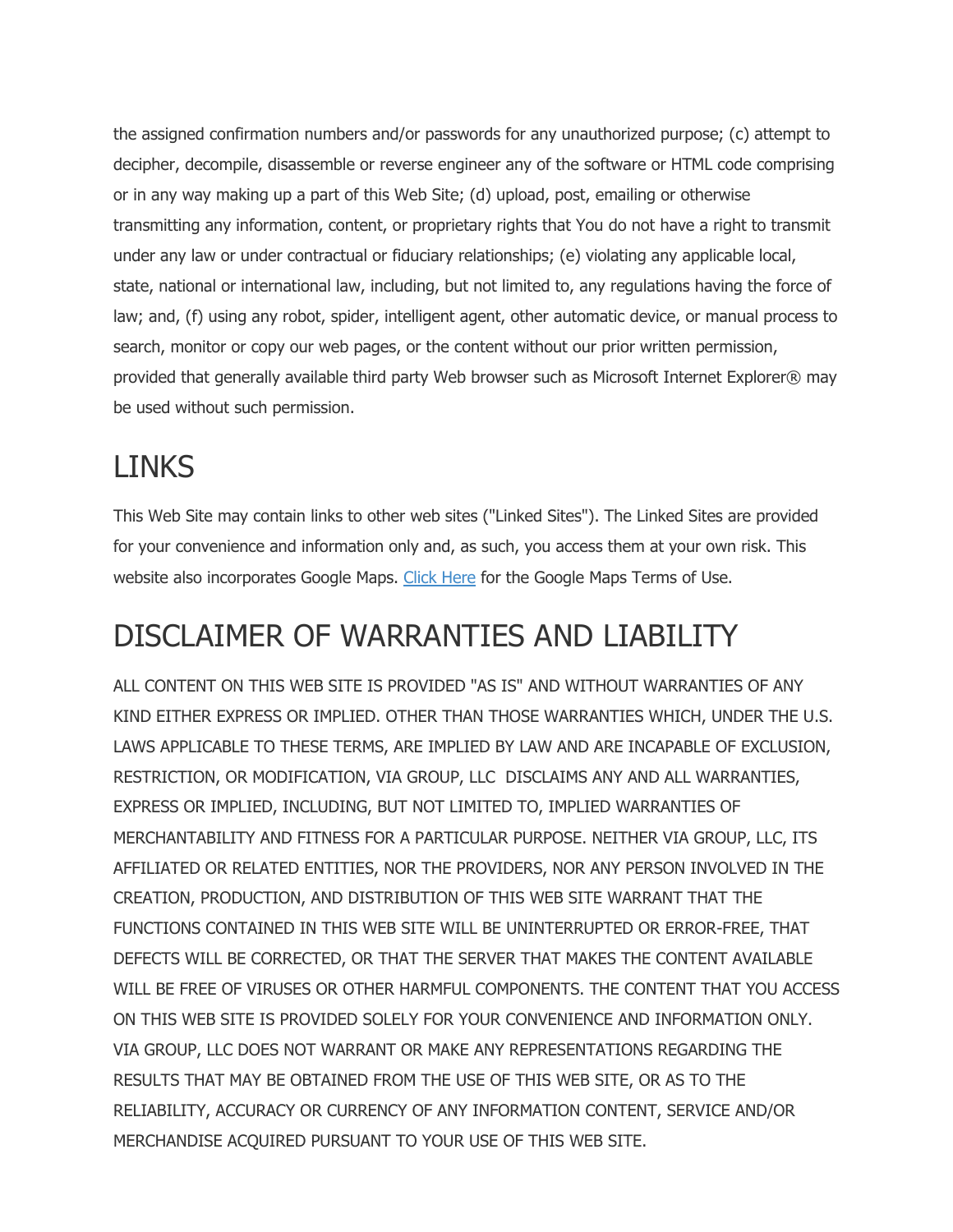the assigned confirmation numbers and/or passwords for any unauthorized purpose; (c) attempt to decipher, decompile, disassemble or reverse engineer any of the software or HTML code comprising or in any way making up a part of this Web Site; (d) upload, post, emailing or otherwise transmitting any information, content, or proprietary rights that You do not have a right to transmit under any law or under contractual or fiduciary relationships; (e) violating any applicable local, state, national or international law, including, but not limited to, any regulations having the force of law; and, (f) using any robot, spider, intelligent agent, other automatic device, or manual process to search, monitor or copy our web pages, or the content without our prior written permission, provided that generally available third party Web browser such as Microsoft Internet Explorer® may be used without such permission.

# LINKS

This Web Site may contain links to other web sites ("Linked Sites"). The Linked Sites are provided for your convenience and information only and, as such, you access them at your own risk. This website also incorporates Google Maps. Click Here for the Google Maps Terms of Use.

# DISCLAIMER OF WARRANTIES AND LIABILITY

ALL CONTENT ON THIS WEB SITE IS PROVIDED "AS IS" AND WITHOUT WARRANTIES OF ANY KIND EITHER EXPRESS OR IMPLIED. OTHER THAN THOSE WARRANTIES WHICH, UNDER THE U.S. LAWS APPLICABLE TO THESE TERMS, ARE IMPLIED BY LAW AND ARE INCAPABLE OF EXCLUSION, RESTRICTION, OR MODIFICATION, VIA GROUP, LLC DISCLAIMS ANY AND ALL WARRANTIES, EXPRESS OR IMPLIED, INCLUDING, BUT NOT LIMITED TO, IMPLIED WARRANTIES OF MERCHANTABILITY AND FITNESS FOR A PARTICULAR PURPOSE. NEITHER VIA GROUP, LLC, ITS AFFILIATED OR RELATED ENTITIES, NOR THE PROVIDERS, NOR ANY PERSON INVOLVED IN THE CREATION, PRODUCTION, AND DISTRIBUTION OF THIS WEB SITE WARRANT THAT THE FUNCTIONS CONTAINED IN THIS WEB SITE WILL BE UNINTERRUPTED OR ERROR-FREE, THAT DEFECTS WILL BE CORRECTED, OR THAT THE SERVER THAT MAKES THE CONTENT AVAILABLE WILL BE FREE OF VIRUSES OR OTHER HARMFUL COMPONENTS. THE CONTENT THAT YOU ACCESS ON THIS WEB SITE IS PROVIDED SOLELY FOR YOUR CONVENIENCE AND INFORMATION ONLY. VIA GROUP, LLC DOES NOT WARRANT OR MAKE ANY REPRESENTATIONS REGARDING THE RESULTS THAT MAY BE OBTAINED FROM THE USE OF THIS WEB SITE, OR AS TO THE RELIABILITY, ACCURACY OR CURRENCY OF ANY INFORMATION CONTENT, SERVICE AND/OR MERCHANDISE ACQUIRED PURSUANT TO YOUR USE OF THIS WEB SITE.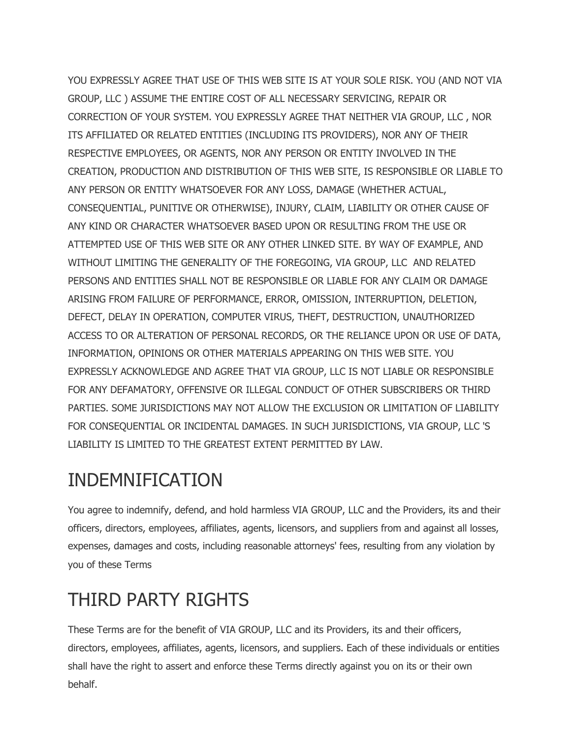YOU EXPRESSLY AGREE THAT USE OF THIS WEB SITE IS AT YOUR SOLE RISK. YOU (AND NOT VIA GROUP, LLC ) ASSUME THE ENTIRE COST OF ALL NECESSARY SERVICING, REPAIR OR CORRECTION OF YOUR SYSTEM. YOU EXPRESSLY AGREE THAT NEITHER VIA GROUP, LLC , NOR ITS AFFILIATED OR RELATED ENTITIES (INCLUDING ITS PROVIDERS), NOR ANY OF THEIR RESPECTIVE EMPLOYEES, OR AGENTS, NOR ANY PERSON OR ENTITY INVOLVED IN THE CREATION, PRODUCTION AND DISTRIBUTION OF THIS WEB SITE, IS RESPONSIBLE OR LIABLE TO ANY PERSON OR ENTITY WHATSOEVER FOR ANY LOSS, DAMAGE (WHETHER ACTUAL, CONSEQUENTIAL, PUNITIVE OR OTHERWISE), INJURY, CLAIM, LIABILITY OR OTHER CAUSE OF ANY KIND OR CHARACTER WHATSOEVER BASED UPON OR RESULTING FROM THE USE OR ATTEMPTED USE OF THIS WEB SITE OR ANY OTHER LINKED SITE. BY WAY OF EXAMPLE, AND WITHOUT LIMITING THE GENERALITY OF THE FOREGOING, VIA GROUP, LLC AND RELATED PERSONS AND ENTITIES SHALL NOT BE RESPONSIBLE OR LIABLE FOR ANY CLAIM OR DAMAGE ARISING FROM FAILURE OF PERFORMANCE, ERROR, OMISSION, INTERRUPTION, DELETION, DEFECT, DELAY IN OPERATION, COMPUTER VIRUS, THEFT, DESTRUCTION, UNAUTHORIZED ACCESS TO OR ALTERATION OF PERSONAL RECORDS, OR THE RELIANCE UPON OR USE OF DATA, INFORMATION, OPINIONS OR OTHER MATERIALS APPEARING ON THIS WEB SITE. YOU EXPRESSLY ACKNOWLEDGE AND AGREE THAT VIA GROUP, LLC IS NOT LIABLE OR RESPONSIBLE FOR ANY DEFAMATORY, OFFENSIVE OR ILLEGAL CONDUCT OF OTHER SUBSCRIBERS OR THIRD PARTIES. SOME JURISDICTIONS MAY NOT ALLOW THE EXCLUSION OR LIMITATION OF LIABILITY FOR CONSEQUENTIAL OR INCIDENTAL DAMAGES. IN SUCH JURISDICTIONS, VIA GROUP, LLC 'S LIABILITY IS LIMITED TO THE GREATEST EXTENT PERMITTED BY LAW.

# INDEMNIFICATION

You agree to indemnify, defend, and hold harmless VIA GROUP, LLC and the Providers, its and their officers, directors, employees, affiliates, agents, licensors, and suppliers from and against all losses, expenses, damages and costs, including reasonable attorneys' fees, resulting from any violation by you of these Terms

# THIRD PARTY RIGHTS

These Terms are for the benefit of VIA GROUP, LLC and its Providers, its and their officers, directors, employees, affiliates, agents, licensors, and suppliers. Each of these individuals or entities shall have the right to assert and enforce these Terms directly against you on its or their own behalf.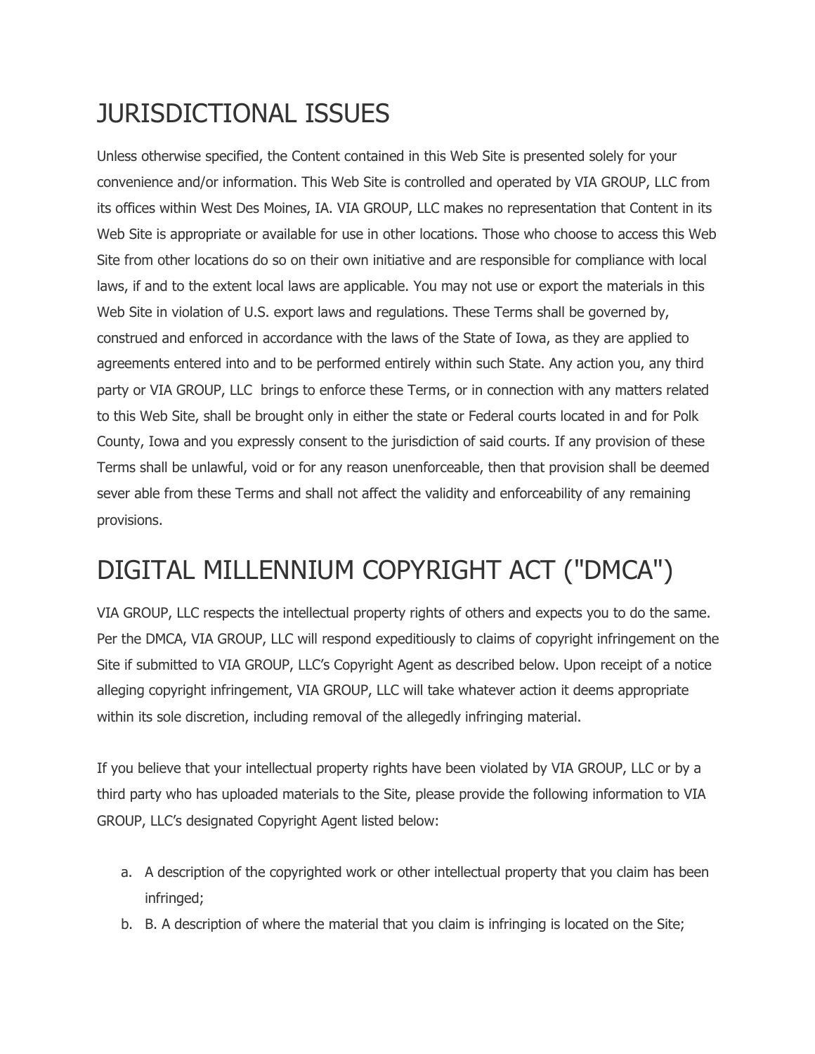# JURISDICTIONAL ISSUES

Unless otherwise specified, the Content contained in this Web Site is presented solely for your convenience and/or information. This Web Site is controlled and operated by VIA GROUP, LLC from its offices within West Des Moines, IA. VIA GROUP, LLC makes no representation that Content in its Web Site is appropriate or available for use in other locations. Those who choose to access this Web Site from other locations do so on their own initiative and are responsible for compliance with local laws, if and to the extent local laws are applicable. You may not use or export the materials in this Web Site in violation of U.S. export laws and regulations. These Terms shall be governed by, construed and enforced in accordance with the laws of the State of Iowa, as they are applied to agreements entered into and to be performed entirely within such State. Any action you, any third party or VIA GROUP, LLC brings to enforce these Terms, or in connection with any matters related to this Web Site, shall be brought only in either the state or Federal courts located in and for Polk County, Iowa and you expressly consent to the jurisdiction of said courts. If any provision of these Terms shall be unlawful, void or for any reason unenforceable, then that provision shall be deemed sever able from these Terms and shall not affect the validity and enforceability of any remaining provisions.

# DIGITAL MILLENNIUM COPYRIGHT ACT ("DMCA")

VIA GROUP, LLC respects the intellectual property rights of others and expects you to do the same. Per the DMCA, VIA GROUP, LLC will respond expeditiously to claims of copyright infringement on the Site if submitted to VIA GROUP, LLC's Copyright Agent as described below. Upon receipt of a notice alleging copyright infringement, VIA GROUP, LLC will take whatever action it deems appropriate within its sole discretion, including removal of the allegedly infringing material.

If you believe that your intellectual property rights have been violated by VIA GROUP, LLC or by a third party who has uploaded materials to the Site, please provide the following information to VIA GROUP, LLC's designated Copyright Agent listed below:

a. A description of the copyrighted work or other intellectual property that you claim has been infringed;
b. B. A description of where the material that you claim is infringing is located on the Site;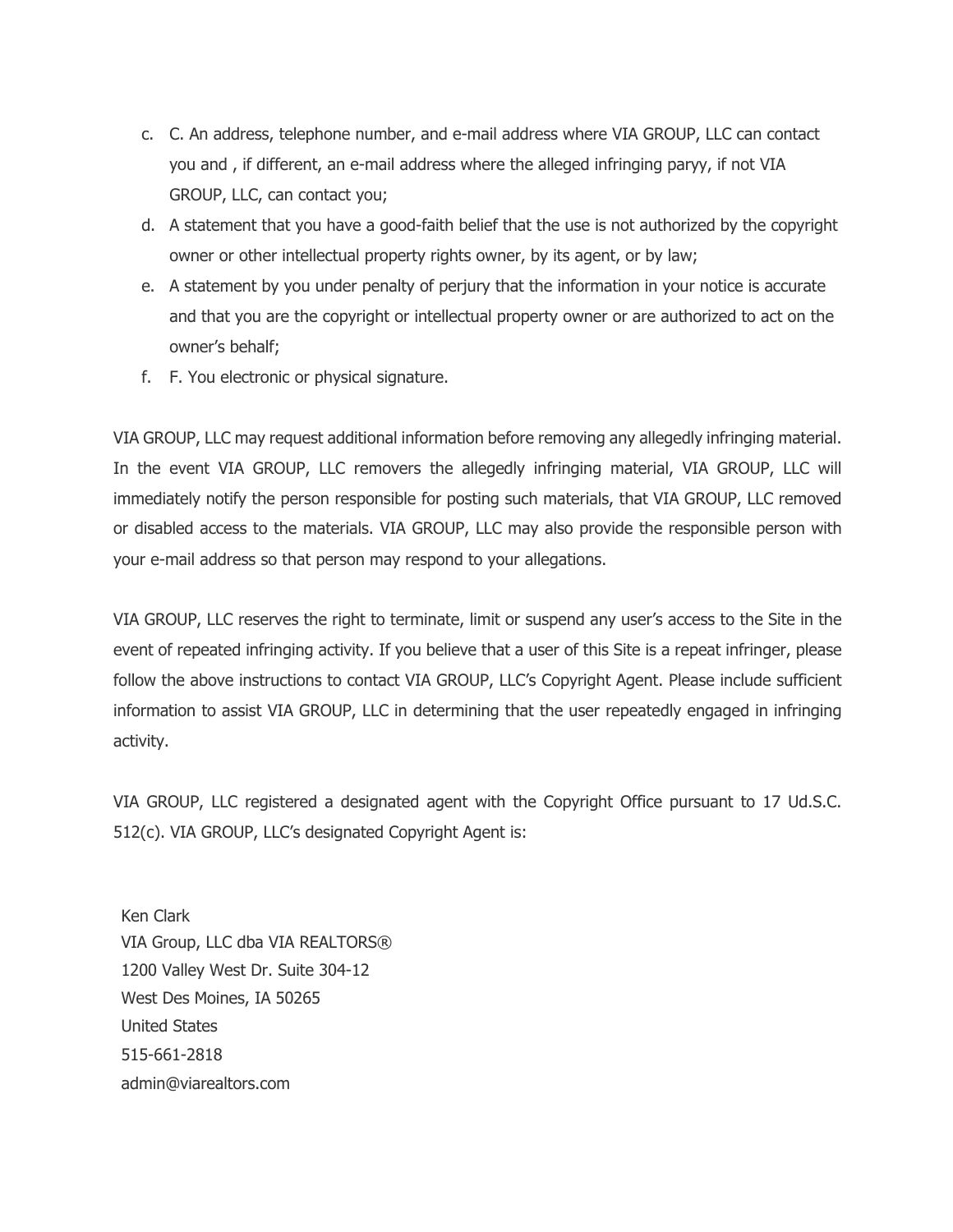c. C. An address, telephone number, and e-mail address where VIA GROUP, LLC can contact you and , if different, an e-mail address where the alleged infringing paryy, if not VIA GROUP, LLC, can contact you;
d. A statement that you have a good-faith belief that the use is not authorized by the copyright owner or other intellectual property rights owner, by its agent, or by law;
e. A statement by you under penalty of perjury that the information in your notice is accurate and that you are the copyright or intellectual property owner or are authorized to act on the owner's behalf;
f. F. You electronic or physical signature.

VIA GROUP, LLC may request additional information before removing any allegedly infringing material. In the event VIA GROUP, LLC removers the allegedly infringing material, VIA GROUP, LLC will immediately notify the person responsible for posting such materials, that VIA GROUP, LLC removed or disabled access to the materials. VIA GROUP, LLC may also provide the responsible person with your e-mail address so that person may respond to your allegations.

VIA GROUP, LLC reserves the right to terminate, limit or suspend any user's access to the Site in the event of repeated infringing activity. If you believe that a user of this Site is a repeat infringer, please follow the above instructions to contact VIA GROUP, LLC's Copyright Agent. Please include sufficient information to assist VIA GROUP, LLC in determining that the user repeatedly engaged in infringing activity.

VIA GROUP, LLC registered a designated agent with the Copyright Office pursuant to 17 Ud.S.C. 512(c). VIA GROUP, LLC's designated Copyright Agent is:

Ken Clark
VIA Group, LLC dba VIA REALTORS®
1200 Valley West Dr. Suite 304-12
West Des Moines, IA 50265
United States
515-661-2818
admin@viarealtors.com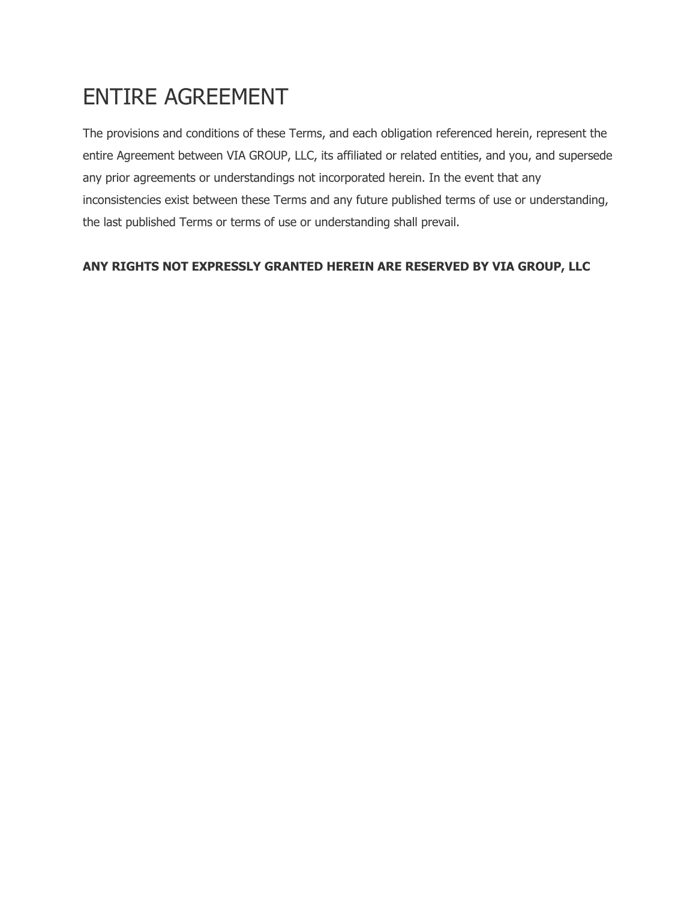# ENTIRE AGREEMENT

The provisions and conditions of these Terms, and each obligation referenced herein, represent the entire Agreement between VIA GROUP, LLC, its affiliated or related entities, and you, and supersede any prior agreements or understandings not incorporated herein. In the event that any inconsistencies exist between these Terms and any future published terms of use or understanding, the last published Terms or terms of use or understanding shall prevail.

**ANY RIGHTS NOT EXPRESSLY GRANTED HEREIN ARE RESERVED BY VIA GROUP, LLC**